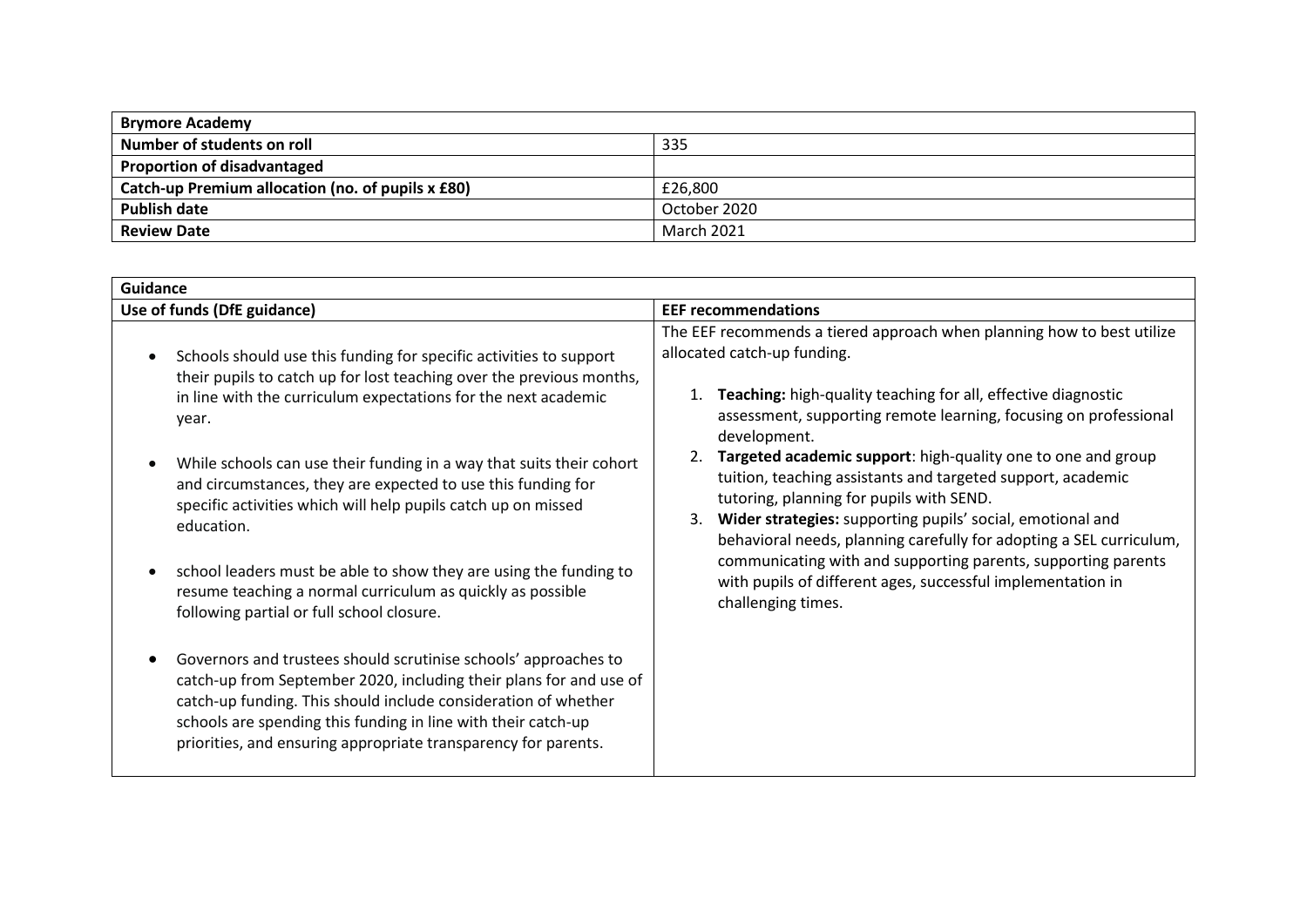| Brymore Academy | |
|---|---|
| **Number of students on roll** | 335 |
| **Proportion of disadvantaged** | |
| **Catch-up Premium allocation (no. of pupils x £80)** | £26,800 |
| **Publish date** | October 2020 |
| **Review Date** | March 2021 |

| Guidance | |
|---|---|
| **Use of funds (DfE guidance)** | **EEF recommendations** |
| • Schools should use this funding for specific activities to support their pupils to catch up for lost teaching over the previous months, in line with the curriculum expectations for the next academic year.<br><br>• While schools can use their funding in a way that suits their cohort and circumstances, they are expected to use this funding for specific activities which will help pupils catch up on missed education.<br><br>• school leaders must be able to show they are using the funding to resume teaching a normal curriculum as quickly as possible following partial or full school closure.<br><br>• Governors and trustees should scrutinise schools' approaches to catch-up from September 2020, including their plans for and use of catch-up funding. This should include consideration of whether schools are spending this funding in line with their catch-up priorities, and ensuring appropriate transparency for parents. | The EEF recommends a tiered approach when planning how to best utilize allocated catch-up funding.<br><br>1. **Teaching:** high-quality teaching for all, effective diagnostic assessment, supporting remote learning, focusing on professional development.<br>2. **Targeted academic support**: high-quality one to one and group tuition, teaching assistants and targeted support, academic tutoring, planning for pupils with SEND.<br>3. **Wider strategies:** supporting pupils' social, emotional and behavioral needs, planning carefully for adopting a SEL curriculum, communicating with and supporting parents, supporting parents with pupils of different ages, successful implementation in challenging times. |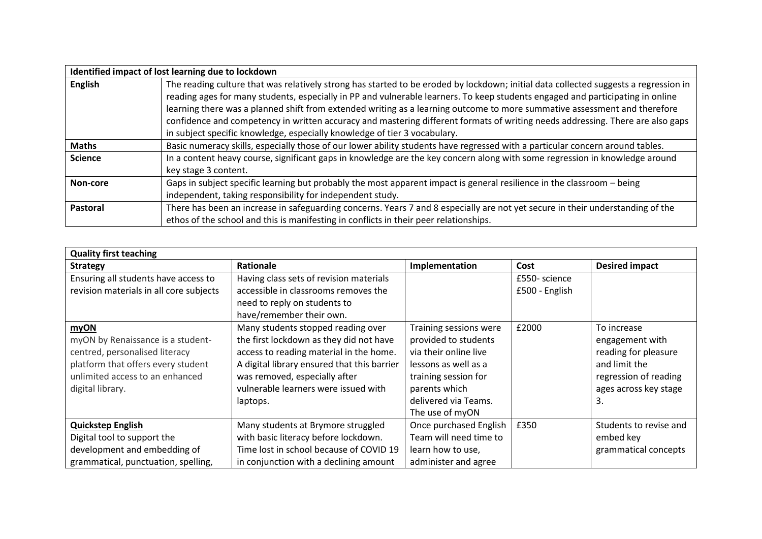| Identified impact of lost learning due to lockdown | |
|---|---|
| **English** | The reading culture that was relatively strong has started to be eroded by lockdown; initial data collected suggests a regression in reading ages for many students, especially in PP and vulnerable learners. To keep students engaged and participating in online learning there was a planned shift from extended writing as a learning outcome to more summative assessment and therefore confidence and competency in written accuracy and mastering different formats of writing needs addressing. There are also gaps in subject specific knowledge, especially knowledge of tier 3 vocabulary. |
| **Maths** | Basic numeracy skills, especially those of our lower ability students have regressed with a particular concern around tables. |
| **Science** | In a content heavy course, significant gaps in knowledge are the key concern along with some regression in knowledge around key stage 3 content. |
| **Non-core** | Gaps in subject specific learning but probably the most apparent impact is general resilience in the classroom – being independent, taking responsibility for independent study. |
| **Pastoral** | There has been an increase in safeguarding concerns. Years 7 and 8 especially are not yet secure in their understanding of the ethos of the school and this is manifesting in conflicts in their peer relationships. |

| Quality first teaching | | | | |
|---|---|---|---|---|
| **Strategy** | **Rationale** | **Implementation** | **Cost** | **Desired impact** |
| Ensuring all students have access to revision materials in all core subjects | Having class sets of revision materials accessible in classrooms removes the need to reply on students to have/remember their own. | | £550- science<br>£500 - English | |
| **myON**<br>myON by Renaissance is a student-centred, personalised literacy platform that offers every student unlimited access to an enhanced digital library. | Many students stopped reading over the first lockdown as they did not have access to reading material in the home. A digital library ensured that this barrier was removed, especially after vulnerable learners were issued with laptops. | Training sessions were provided to students via their online live lessons as well as a training session for parents which delivered via Teams. The use of myON | £2000 | To increase engagement with reading for pleasure and limit the regression of reading ages across key stage 3. |
| **Quickstep English**<br>Digital tool to support the development and embedding of grammatical, punctuation, spelling, | Many students at Brymore struggled with basic literacy before lockdown. Time lost in school because of COVID 19 in conjunction with a declining amount | Once purchased English Team will need time to learn how to use, administer and agree | £350 | Students to revise and embed key grammatical concepts |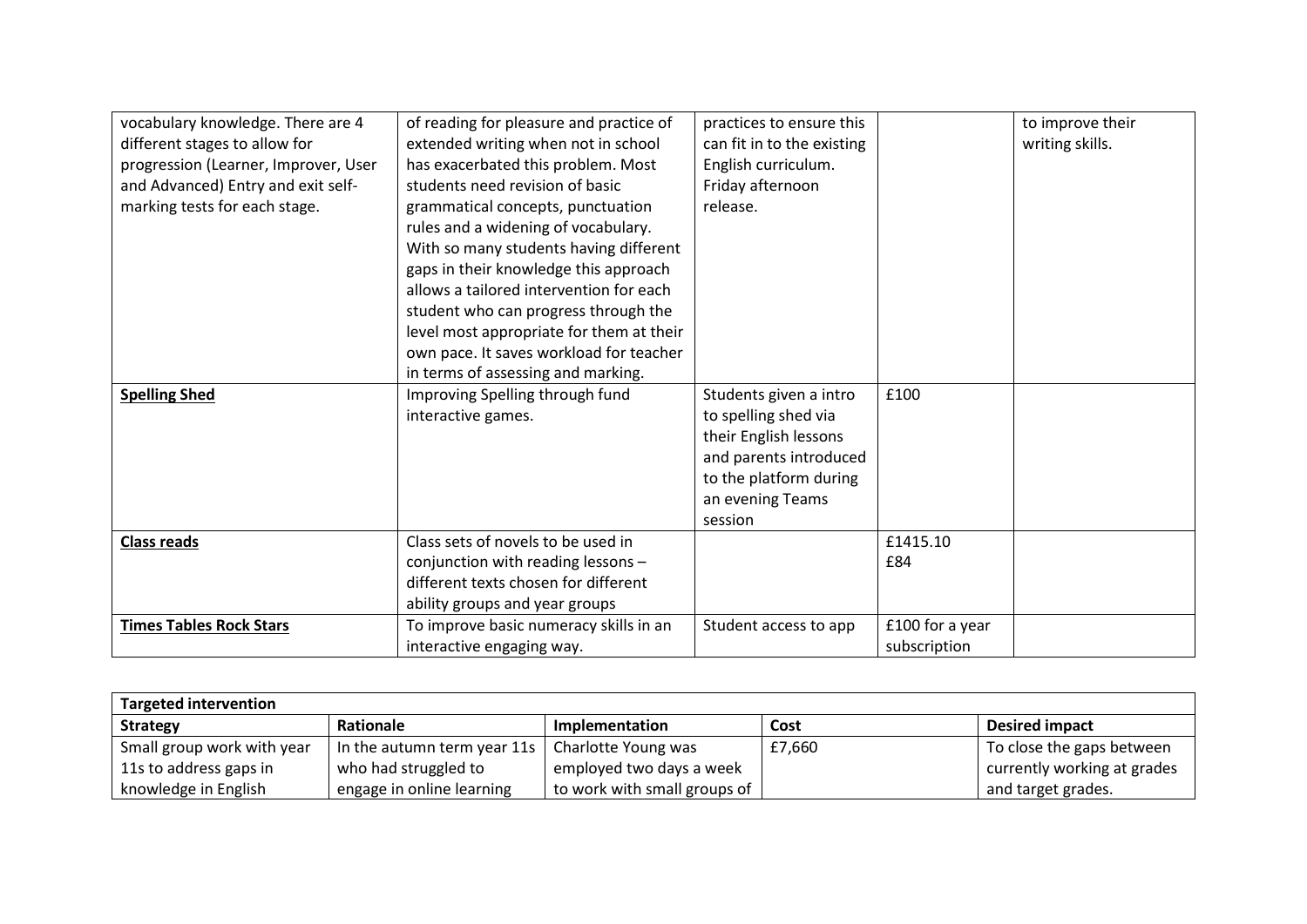| | | | | |
|---|---|---|---|---|
| vocabulary knowledge. There are 4 different stages to allow for progression (Learner, Improver, User and Advanced) Entry and exit self-marking tests for each stage. | of reading for pleasure and practice of extended writing when not in school has exacerbated this problem. Most students need revision of basic grammatical concepts, punctuation rules and a widening of vocabulary. With so many students having different gaps in their knowledge this approach allows a tailored intervention for each student who can progress through the level most appropriate for them at their own pace. It saves workload for teacher in terms of assessing and marking. | practices to ensure this can fit in to the existing English curriculum. Friday afternoon release. | | to improve their writing skills. |
| **Spelling Shed** | Improving Spelling through fund interactive games. | Students given a intro to spelling shed via their English lessons and parents introduced to the platform during an evening Teams session | £100 | |
| **Class reads** | Class sets of novels to be used in conjunction with reading lessons – different texts chosen for different ability groups and year groups | | £1415.10<br>£84 | |
| **Times Tables Rock Stars** | To improve basic numeracy skills in an interactive engaging way. | Student access to app | £100 for a year subscription | |

| **Targeted intervention** | | | | |
|---|---|---|---|---|
| **Strategy** | **Rationale** | **Implementation** | **Cost** | **Desired impact** |
| Small group work with year 11s to address gaps in knowledge in English | In the autumn term year 11s who had struggled to engage in online learning | Charlotte Young was employed two days a week to work with small groups of | £7,660 | To close the gaps between currently working at grades and target grades. |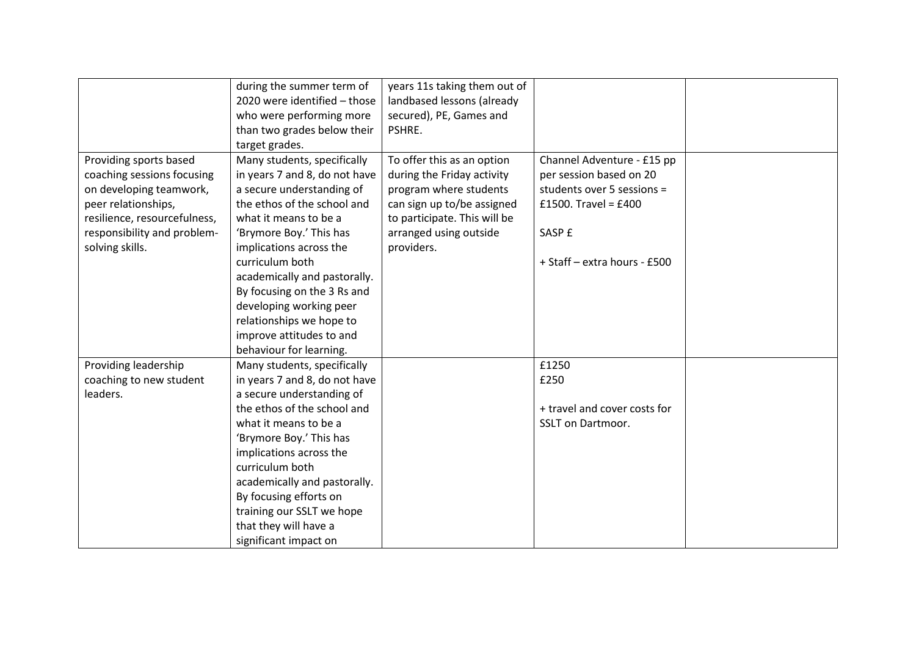| | | | | |
|---|---|---|---|---|
| | during the summer term of 2020 were identified – those who were performing more than two grades below their target grades. | years 11s taking them out of landbased lessons (already secured), PE, Games and PSHRE. | | |
| Providing sports based coaching sessions focusing on developing teamwork, peer relationships, resilience, resourcefulness, responsibility and problem-solving skills. | Many students, specifically in years 7 and 8, do not have a secure understanding of the ethos of the school and what it means to be a 'Brymore Boy.' This has implications across the curriculum both academically and pastorally. By focusing on the 3 Rs and developing working peer relationships we hope to improve attitudes to and behaviour for learning. | To offer this as an option during the Friday activity program where students can sign up to/be assigned to participate. This will be arranged using outside providers. | Channel Adventure - £15 pp per session based on 20 students over 5 sessions = £1500. Travel = £400<br><br>SASP £<br><br>+ Staff – extra hours - £500 | |
| Providing leadership coaching to new student leaders. | Many students, specifically in years 7 and 8, do not have a secure understanding of the ethos of the school and what it means to be a 'Brymore Boy.' This has implications across the curriculum both academically and pastorally. By focusing efforts on training our SSLT we hope that they will have a significant impact on | | £1250<br>£250<br><br>+ travel and cover costs for SSLT on Dartmoor. | |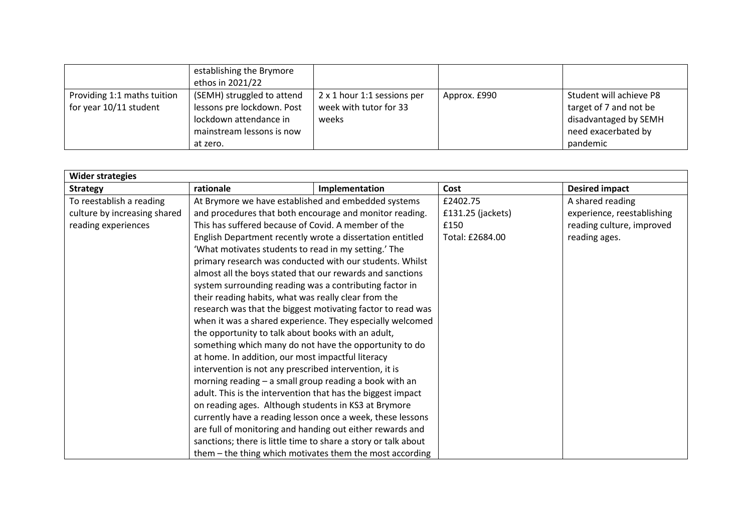| | | | | |
|---|---|---|---|---|
| | establishing the Brymore ethos in 2021/22 | | | |
| Providing 1:1 maths tuition for year 10/11 student | (SEMH) struggled to attend lessons pre lockdown. Post lockdown attendance in mainstream lessons is now at zero. | 2 x 1 hour 1:1 sessions per week with tutor for 33 weeks | Approx. £990 | Student will achieve P8 target of 7 and not be disadvantaged by SEMH need exacerbated by pandemic |

| **Wider strategies** | | | | |
|---|---|---|---|---|
| **Strategy** | **rationale** | **Implementation** | **Cost** | **Desired impact** |
| To reestablish a reading culture by increasing shared reading experiences | At Brymore we have established and embedded systems and procedures that both encourage and monitor reading. This has suffered because of Covid. A member of the English Department recently wrote a dissertation entitled 'What motivates students to read in my setting.' The primary research was conducted with our students. Whilst almost all the boys stated that our rewards and sanctions system surrounding reading was a contributing factor in their reading habits, what was really clear from the research was that the biggest motivating factor to read was when it was a shared experience. They especially welcomed the opportunity to talk about books with an adult, something which many do not have the opportunity to do at home. In addition, our most impactful literacy intervention is not any prescribed intervention, it is morning reading – a small group reading a book with an adult. This is the intervention that has the biggest impact on reading ages. Although students in KS3 at Brymore currently have a reading lesson once a week, these lessons are full of monitoring and handing out either rewards and sanctions; there is little time to share a story or talk about them – the thing which motivates them the most according | | £2402.75<br>£131.25 (jackets)<br>£150<br>Total: £2684.00 | A shared reading experience, reestablishing reading culture, improved reading ages. |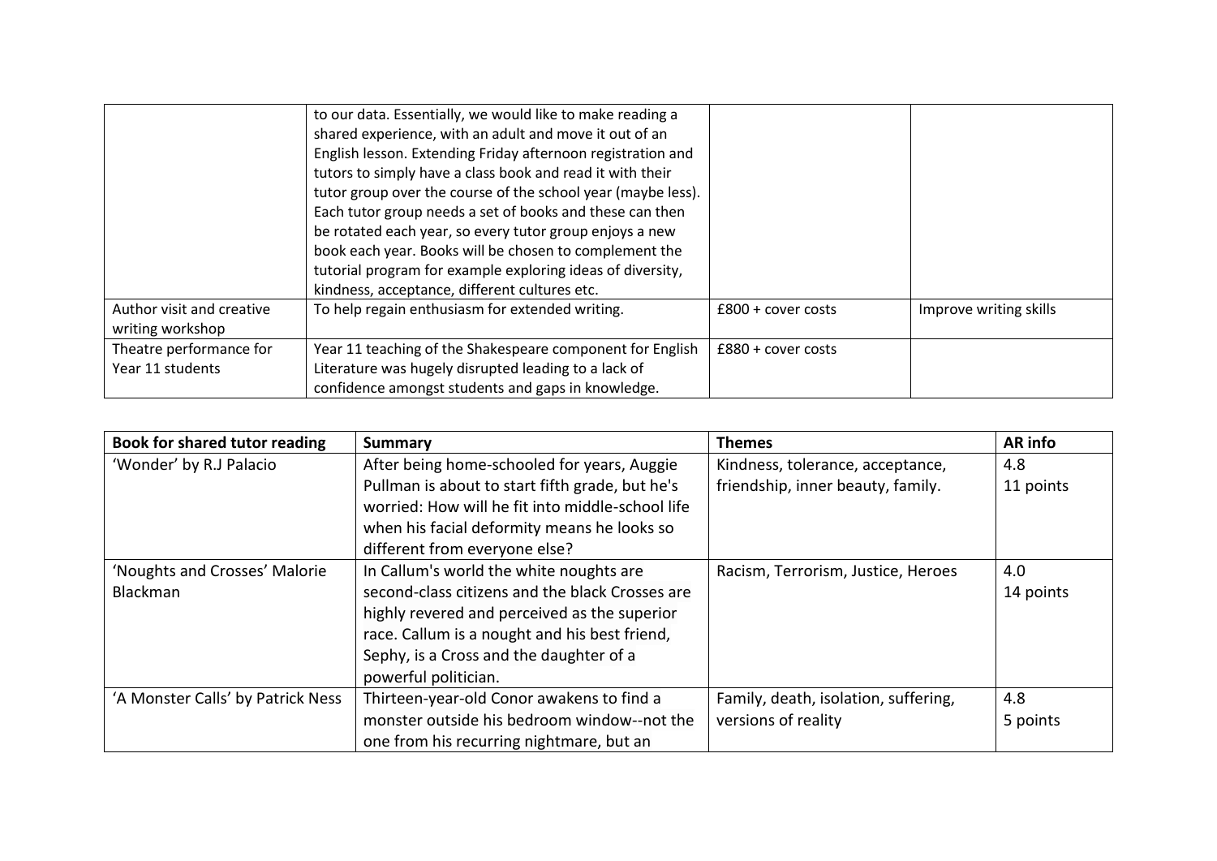|  |  |  |  |
|---|---|---|---|
|  | to our data. Essentially, we would like to make reading a shared experience, with an adult and move it out of an English lesson. Extending Friday afternoon registration and tutors to simply have a class book and read it with their tutor group over the course of the school year (maybe less). Each tutor group needs a set of books and these can then be rotated each year, so every tutor group enjoys a new book each year. Books will be chosen to complement the tutorial program for example exploring ideas of diversity, kindness, acceptance, different cultures etc. |  |  |
| Author visit and creative writing workshop | To help regain enthusiasm for extended writing. | £800 + cover costs | Improve writing skills |
| Theatre performance for Year 11 students | Year 11 teaching of the Shakespeare component for English Literature was hugely disrupted leading to a lack of confidence amongst students and gaps in knowledge. | £880 + cover costs |  |

| Book for shared tutor reading | Summary | Themes | AR info |
|---|---|---|---|
| 'Wonder' by R.J Palacio | After being home-schooled for years, Auggie Pullman is about to start fifth grade, but he's worried: How will he fit into middle-school life when his facial deformity means he looks so different from everyone else? | Kindness, tolerance, acceptance, friendship, inner beauty, family. | 4.8<br>11 points |
| 'Noughts and Crosses' Malorie Blackman | In Callum's world the white noughts are second-class citizens and the black Crosses are highly revered and perceived as the superior race. Callum is a nought and his best friend, Sephy, is a Cross and the daughter of a powerful politician. | Racism, Terrorism, Justice, Heroes | 4.0<br>14 points |
| 'A Monster Calls' by Patrick Ness | Thirteen-year-old Conor awakens to find a monster outside his bedroom window--not the one from his recurring nightmare, but an | Family, death, isolation, suffering, versions of reality | 4.8<br>5 points |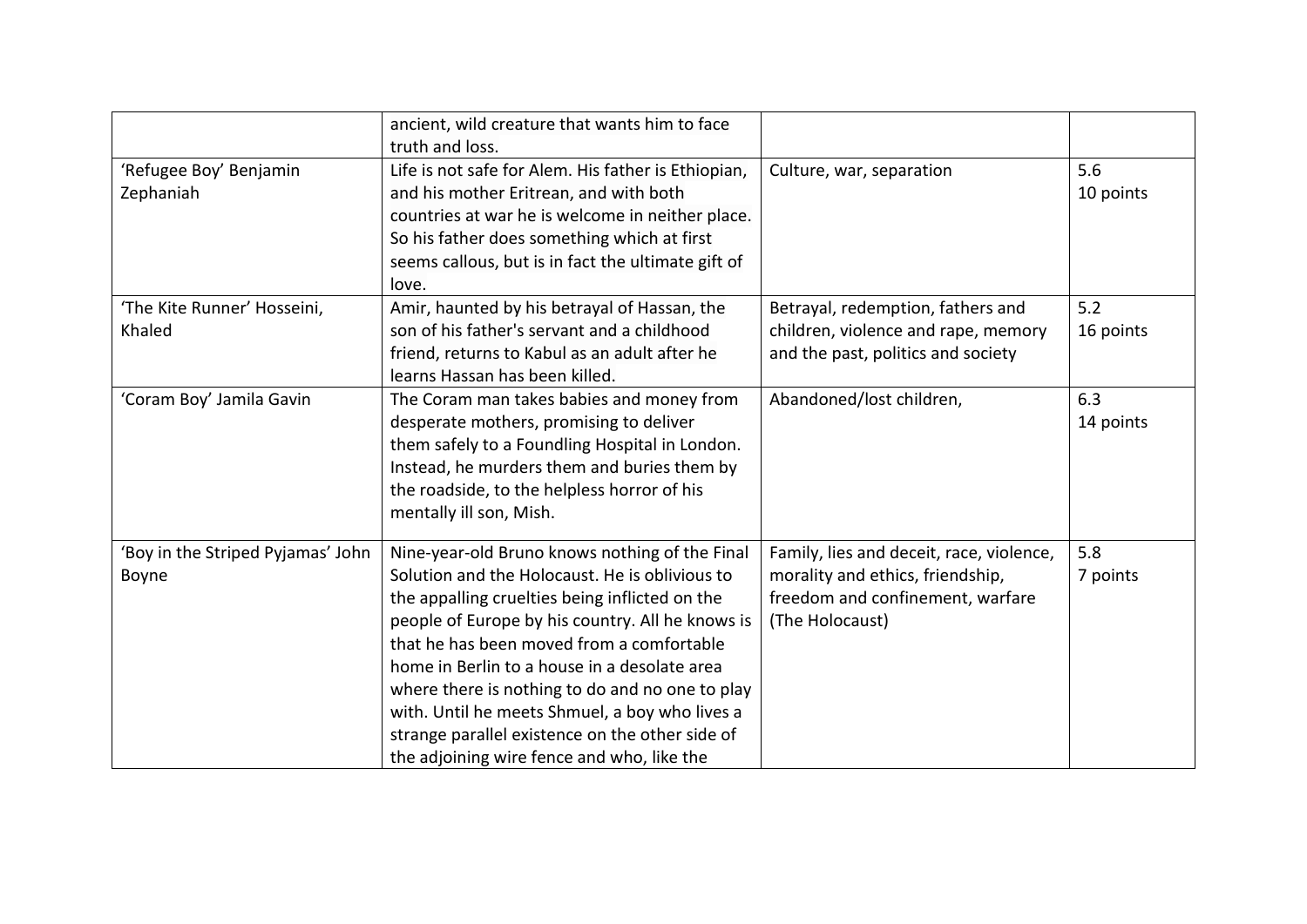| | | | |
|---|---|---|---|
| | ancient, wild creature that wants him to face truth and loss. | | |
| 'Refugee Boy' Benjamin Zephaniah | Life is not safe for Alem. His father is Ethiopian, and his mother Eritrean, and with both countries at war he is welcome in neither place. So his father does something which at first seems callous, but is in fact the ultimate gift of love. | Culture, war, separation | 5.6<br>10 points |
| 'The Kite Runner' Hosseini, Khaled | Amir, haunted by his betrayal of Hassan, the son of his father's servant and a childhood friend, returns to Kabul as an adult after he learns Hassan has been killed. | Betrayal, redemption, fathers and children, violence and rape, memory and the past, politics and society | 5.2<br>16 points |
| 'Coram Boy' Jamila Gavin | The Coram man takes babies and money from desperate mothers, promising to deliver them safely to a Foundling Hospital in London. Instead, he murders them and buries them by the roadside, to the helpless horror of his mentally ill son, Mish. | Abandoned/lost children, | 6.3<br>14 points |
| 'Boy in the Striped Pyjamas' John Boyne | Nine-year-old Bruno knows nothing of the Final Solution and the Holocaust. He is oblivious to the appalling cruelties being inflicted on the people of Europe by his country. All he knows is that he has been moved from a comfortable home in Berlin to a house in a desolate area where there is nothing to do and no one to play with. Until he meets Shmuel, a boy who lives a strange parallel existence on the other side of the adjoining wire fence and who, like the | Family, lies and deceit, race, violence, morality and ethics, friendship, freedom and confinement, warfare (The Holocaust) | 5.8<br>7 points |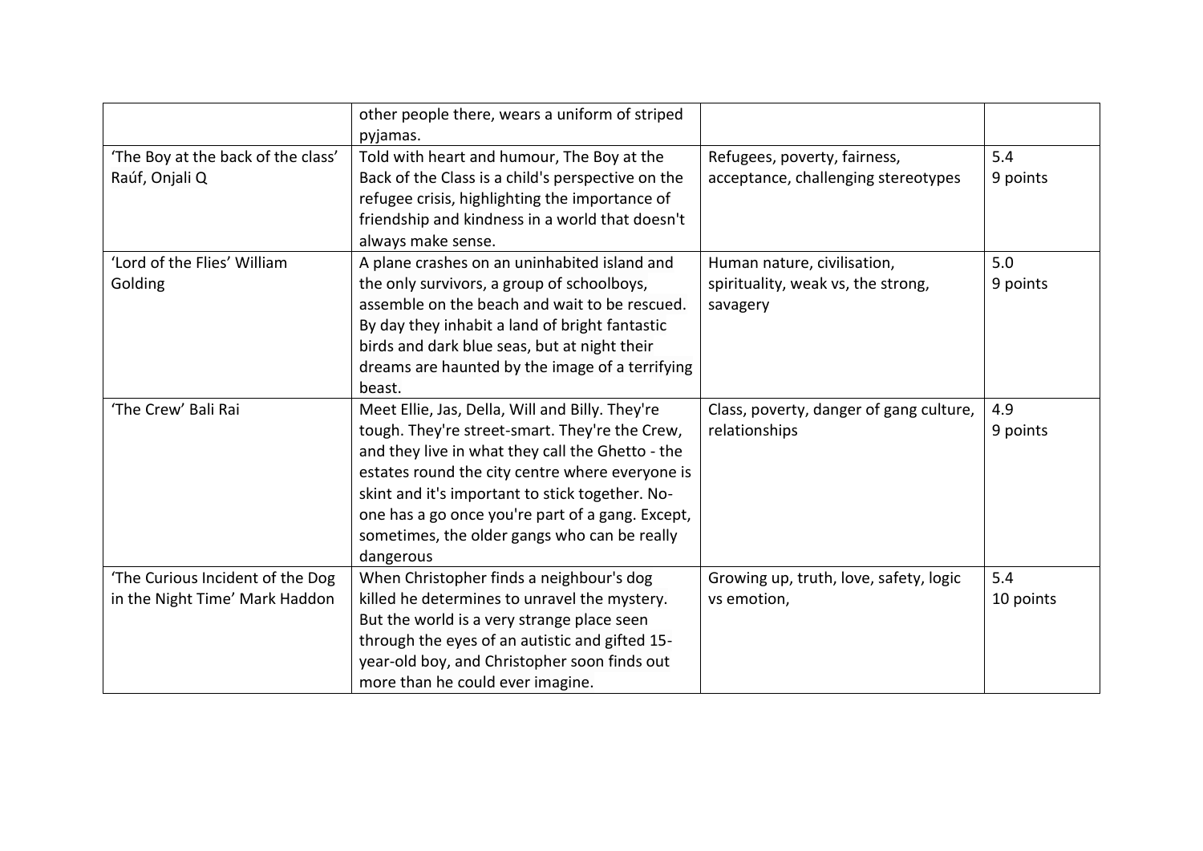| | | | |
|---|---|---|---|
| | other people there, wears a uniform of striped pyjamas. | | |
| 'The Boy at the back of the class' Raúf, Onjali Q | Told with heart and humour, The Boy at the Back of the Class is a child's perspective on the refugee crisis, highlighting the importance of friendship and kindness in a world that doesn't always make sense. | Refugees, poverty, fairness, acceptance, challenging stereotypes | 5.4<br>9 points |
| 'Lord of the Flies' William Golding | A plane crashes on an uninhabited island and the only survivors, a group of schoolboys, assemble on the beach and wait to be rescued. By day they inhabit a land of bright fantastic birds and dark blue seas, but at night their dreams are haunted by the image of a terrifying beast. | Human nature, civilisation, spirituality, weak vs, the strong, savagery | 5.0<br>9 points |
| 'The Crew' Bali Rai | Meet Ellie, Jas, Della, Will and Billy. They're tough. They're street-smart. They're the Crew, and they live in what they call the Ghetto - the estates round the city centre where everyone is skint and it's important to stick together. No-one has a go once you're part of a gang. Except, sometimes, the older gangs who can be really dangerous | Class, poverty, danger of gang culture, relationships | 4.9<br>9 points |
| 'The Curious Incident of the Dog in the Night Time' Mark Haddon | When Christopher finds a neighbour's dog killed he determines to unravel the mystery. But the world is a very strange place seen through the eyes of an autistic and gifted 15-year-old boy, and Christopher soon finds out more than he could ever imagine. | Growing up, truth, love, safety, logic vs emotion, | 5.4<br>10 points |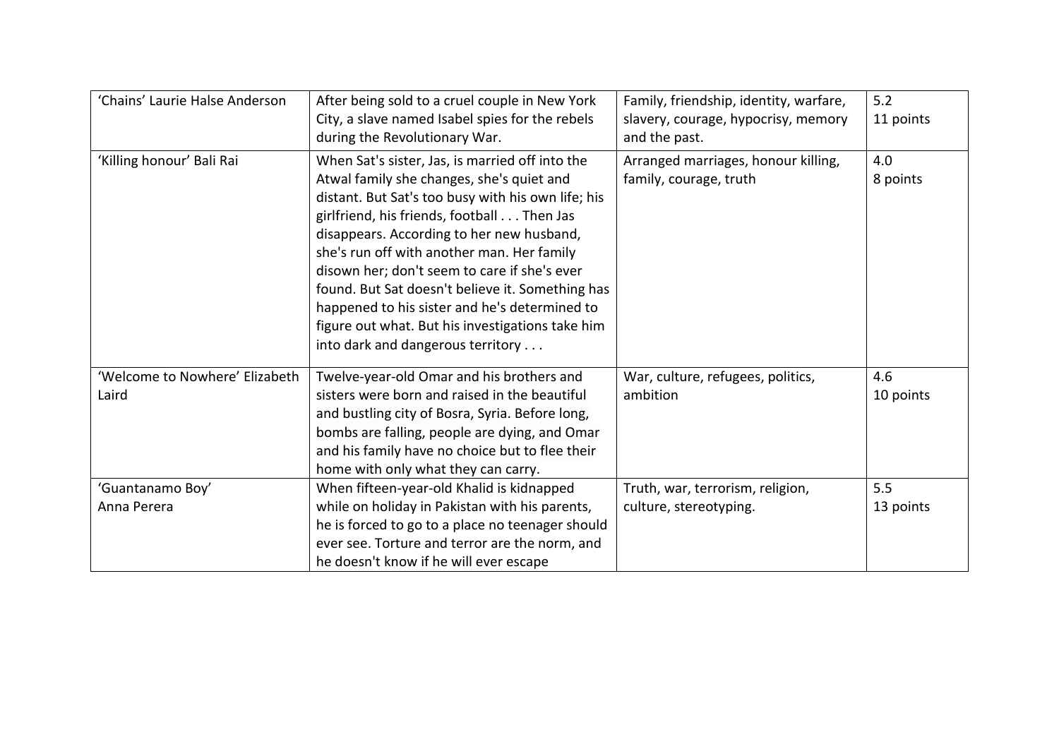| | | | |
|---|---|---|---|
| 'Chains' Laurie Halse Anderson | After being sold to a cruel couple in New York City, a slave named Isabel spies for the rebels during the Revolutionary War. | Family, friendship, identity, warfare, slavery, courage, hypocrisy, memory and the past. | 5.2<br>11 points |
| 'Killing honour' Bali Rai | When Sat's sister, Jas, is married off into the Atwal family she changes, she's quiet and distant. But Sat's too busy with his own life; his girlfriend, his friends, football . . . Then Jas disappears. According to her new husband, she's run off with another man. Her family disown her; don't seem to care if she's ever found. But Sat doesn't believe it. Something has happened to his sister and he's determined to figure out what. But his investigations take him into dark and dangerous territory . . . | Arranged marriages, honour killing, family, courage, truth | 4.0<br>8 points |
| 'Welcome to Nowhere' Elizabeth Laird | Twelve-year-old Omar and his brothers and sisters were born and raised in the beautiful and bustling city of Bosra, Syria. Before long, bombs are falling, people are dying, and Omar and his family have no choice but to flee their home with only what they can carry. | War, culture, refugees, politics, ambition | 4.6<br>10 points |
| 'Guantanamo Boy' Anna Perera | When fifteen-year-old Khalid is kidnapped while on holiday in Pakistan with his parents, he is forced to go to a place no teenager should ever see. Torture and terror are the norm, and he doesn't know if he will ever escape | Truth, war, terrorism, religion, culture, stereotyping. | 5.5<br>13 points |